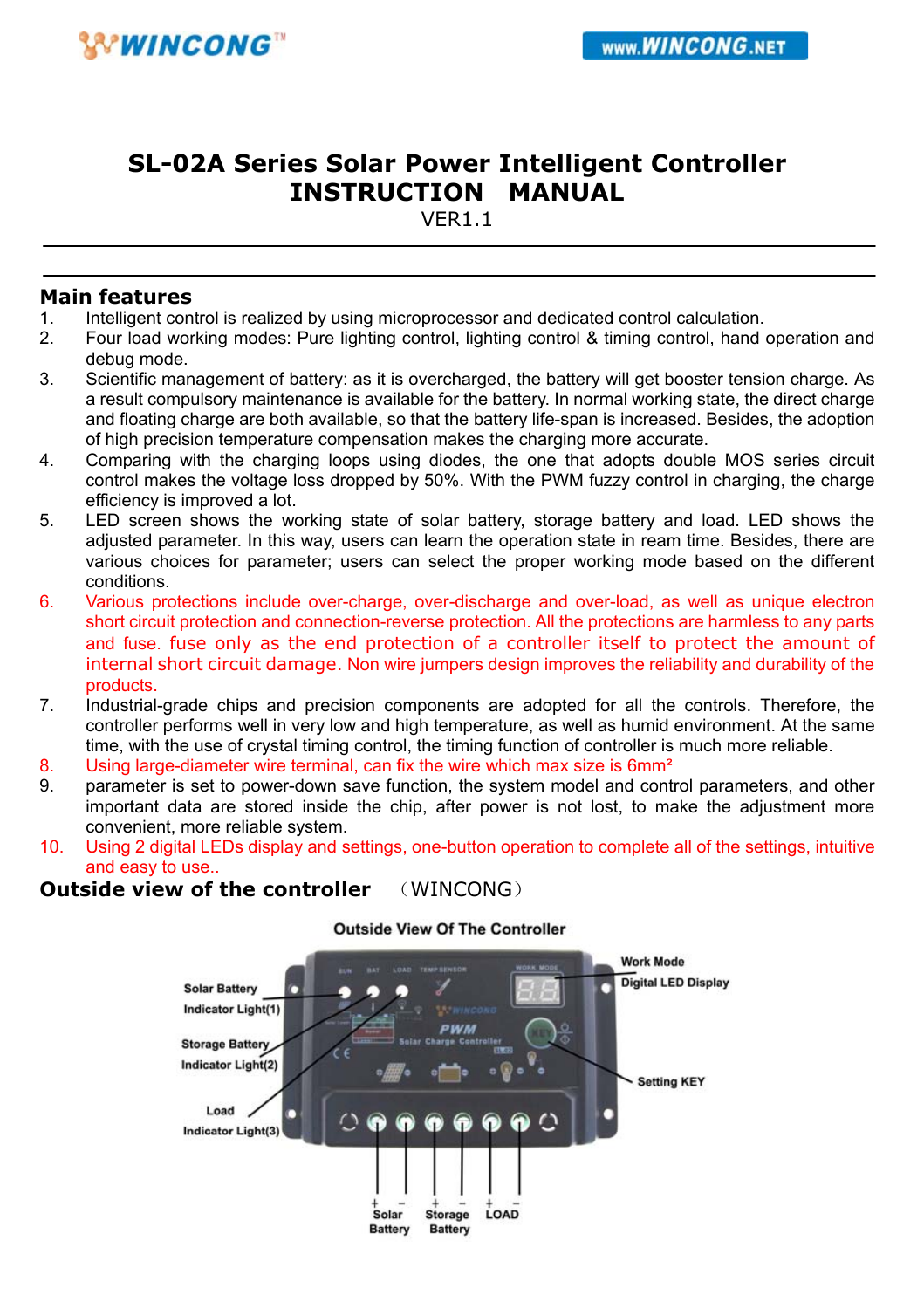# SL-02A Series Solar Power Intelligent Controller
# INSTRUCTION MANUAL

VER1.1

## Main features

1. Intelligent control is realized by using microprocessor and dedicated control calculation.
2. Four load working modes: Pure lighting control, lighting control & timing control, hand operation and debug mode.
3. Scientific management of battery: as it is overcharged, the battery will get booster tension charge. As a result compulsory maintenance is available for the battery. In normal working state, the direct charge and floating charge are both available, so that the battery life-span is increased. Besides, the adoption of high precision temperature compensation makes the charging more accurate.
4. Comparing with the charging loops using diodes, the one that adopts double MOS series circuit control makes the voltage loss dropped by 50%. With the PWM fuzzy control in charging, the charge efficiency is improved a lot.
5. LED screen shows the working state of solar battery, storage battery and load. LED shows the adjusted parameter. In this way, users can learn the operation state in ream time. Besides, there are various choices for parameter; users can select the proper working mode based on the different conditions.
6. Various protections include over-charge, over-discharge and over-load, as well as unique electron short circuit protection and connection-reverse protection. All the protections are harmless to any parts and fuse. fuse only as the end protection of a controller itself to protect the amount of internal short circuit damage. Non wire jumpers design improves the reliability and durability of the products.
7. Industrial-grade chips and precision components are adopted for all the controls. Therefore, the controller performs well in very low and high temperature, as well as humid environment. At the same time, with the use of crystal timing control, the timing function of controller is much more reliable.
8. Using large-diameter wire terminal, can fix the wire which max size is $6mm^2$
9. parameter is set to power-down save function, the system model and control parameters, and other important data are stored inside the chip, after power is not lost, to make the adjustment more convenient, more reliable system.
10. Using 2 digital LEDs display and settings, one-button operation to complete all of the settings, intuitive and easy to use..

## Outside view of the controller （WINCONG）

Outside View Of The Controller

Solar Battery Indicator Light(1)
Storage Battery Indicator Light(2)
Load Indicator Light(3)
Work Mode Digital LED Display
Setting KEY
\+ - Solar Battery | \+ - Storage Battery | \+ - LOAD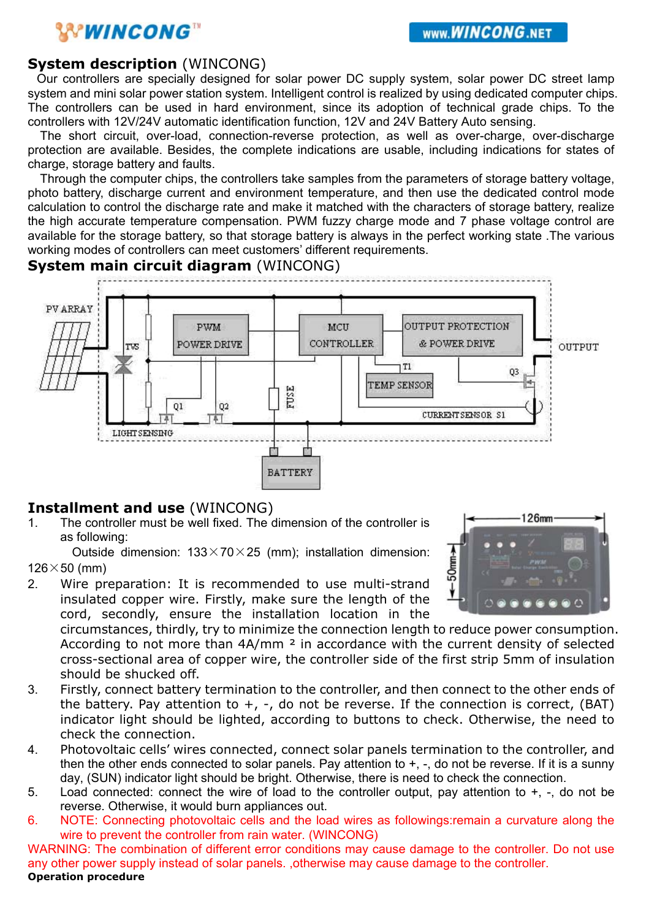## System description (WINCONG)

Our controllers are specially designed for solar power DC supply system, solar power DC street lamp system and mini solar power station system. Intelligent control is realized by using dedicated computer chips. The controllers can be used in hard environment, since its adoption of technical grade chips. To the controllers with 12V/24V automatic identification function, 12V and 24V Battery Auto sensing.

The short circuit, over-load, connection-reverse protection, as well as over-charge, over-discharge protection are available. Besides, the complete indications are usable, including indications for states of charge, storage battery and faults.

Through the computer chips, the controllers take samples from the parameters of storage battery voltage, photo battery, discharge current and environment temperature, and then use the dedicated control mode calculation to control the discharge rate and make it matched with the characters of storage battery, realize the high accurate temperature compensation. PWM fuzzy charge mode and 7 phase voltage control are available for the storage battery, so that storage battery is always in the perfect working state .The various working modes of controllers can meet customers' different requirements.

## System main circuit diagram (WINCONG)

## Installment and use (WINCONG)

1. The controller must be well fixed. The dimension of the controller is as following:
   Outside dimension: 133×70×25 (mm); installation dimension: 126×50 (mm)
2. Wire preparation: It is recommended to use multi-strand insulated copper wire. Firstly, make sure the length of the cord, secondly, ensure the installation location in the circumstances, thirdly, try to minimize the connection length to reduce power consumption. According to not more than 4A/mm ² in accordance with the current density of selected cross-sectional area of copper wire, the controller side of the first strip 5mm of insulation should be shucked off.
3. Firstly, connect battery termination to the controller, and then connect to the other ends of the battery. Pay attention to +, -, do not be reverse. If the connection is correct, (BAT) indicator light should be lighted, according to buttons to check. Otherwise, the need to check the connection.
4. Photovoltaic cells' wires connected, connect solar panels termination to the controller, and then the other ends connected to solar panels. Pay attention to +, -, do not be reverse. If it is a sunny day, (SUN) indicator light should be bright. Otherwise, there is need to check the connection.
5. Load connected: connect the wire of load to the controller output, pay attention to +, -, do not be reverse. Otherwise, it would burn appliances out.
6. NOTE: Connecting photovoltaic cells and the load wires as followings:remain a curvature along the wire to prevent the controller from rain water. (WINCONG)

WARNING: The combination of different error conditions may cause damage to the controller. Do not use any other power supply instead of solar panels. ,otherwise may cause damage to the controller.

**Operation procedure**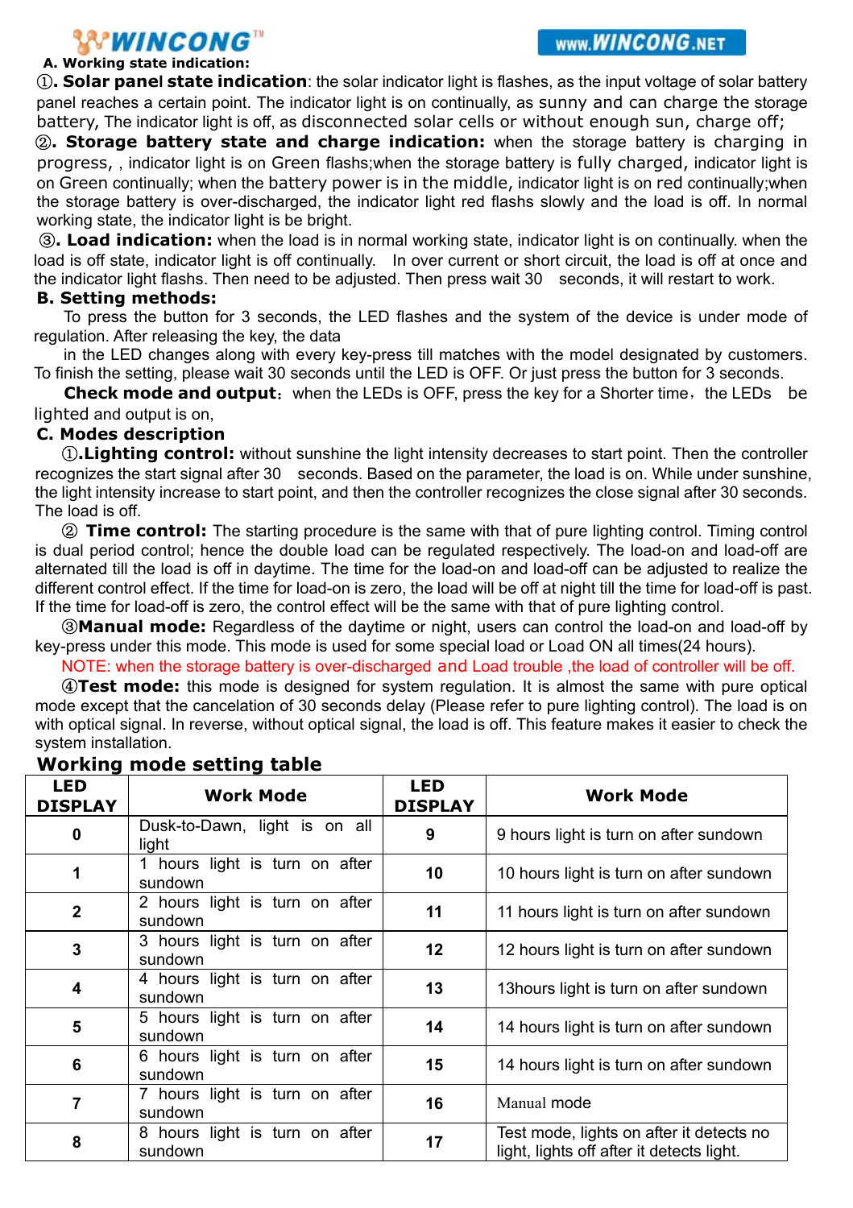**A. Working state indication:**

①**. Solar panel state indication**: the solar indicator light is flashes, as the input voltage of solar battery panel reaches a certain point. The indicator light is on continually, as sunny and can charge the storage battery, The indicator light is off, as disconnected solar cells or without enough sun, charge off;

②**. Storage battery state and charge indication:** when the storage battery is charging in progress, , indicator light is on Green flashs;when the storage battery is fully charged, indicator light is on Green continually; when the battery power is in the middle, indicator light is on red continually;when the storage battery is over-discharged, the indicator light red flashs slowly and the load is off. In normal working state, the indicator light is be bright.

③**. Load indication:** when the load is in normal working state, indicator light is on continually. when the load is off state, indicator light is off continually. In over current or short circuit, the load is off at once and the indicator light flashs. Then need to be adjusted. Then press wait 30 seconds, it will restart to work.

**B. Setting methods:**

To press the button for 3 seconds, the LED flashes and the system of the device is under mode of regulation. After releasing the key, the data

in the LED changes along with every key-press till matches with the model designated by customers. To finish the setting, please wait 30 seconds until the LED is OFF. Or just press the button for 3 seconds.

**Check mode and output**: when the LEDs is OFF, press the key for a Shorter time, the LEDs be lighted and output is on,

**C. Modes description**

①**.Lighting control:** without sunshine the light intensity decreases to start point. Then the controller recognizes the start signal after 30 seconds. Based on the parameter, the load is on. While under sunshine, the light intensity increase to start point, and then the controller recognizes the close signal after 30 seconds. The load is off.

② **Time control:** The starting procedure is the same with that of pure lighting control. Timing control is dual period control; hence the double load can be regulated respectively. The load-on and load-off are alternated till the load is off in daytime. The time for the load-on and load-off can be adjusted to realize the different control effect. If the time for load-on is zero, the load will be off at night till the time for load-off is past. If the time for load-off is zero, the control effect will be the same with that of pure lighting control.

③**Manual mode:** Regardless of the daytime or night, users can control the load-on and load-off by key-press under this mode. This mode is used for some special load or Load ON all times(24 hours).

NOTE: when the storage battery is over-discharged and Load trouble ,the load of controller will be off.

④**Test mode:** this mode is designed for system regulation. It is almost the same with pure optical mode except that the cancelation of 30 seconds delay (Please refer to pure lighting control). The load is on with optical signal. In reverse, without optical signal, the load is off. This feature makes it easier to check the system installation.

## Working mode setting table

| LED DISPLAY | Work Mode | LED DISPLAY | Work Mode |
|---|---|---|---|
| 0 | Dusk-to-Dawn, light is on all light | 9 | 9 hours light is turn on after sundown |
| 1 | 1 hours light is turn on after sundown | 10 | 10 hours light is turn on after sundown |
| 2 | 2 hours light is turn on after sundown | 11 | 11 hours light is turn on after sundown |
| 3 | 3 hours light is turn on after sundown | 12 | 12 hours light is turn on after sundown |
| 4 | 4 hours light is turn on after sundown | 13 | 13hours light is turn on after sundown |
| 5 | 5 hours light is turn on after sundown | 14 | 14 hours light is turn on after sundown |
| 6 | 6 hours light is turn on after sundown | 15 | 14 hours light is turn on after sundown |
| 7 | 7 hours light is turn on after sundown | 16 | Manual mode |
| 8 | 8 hours light is turn on after sundown | 17 | Test mode, lights on after it detects no light, lights off after it detects light. |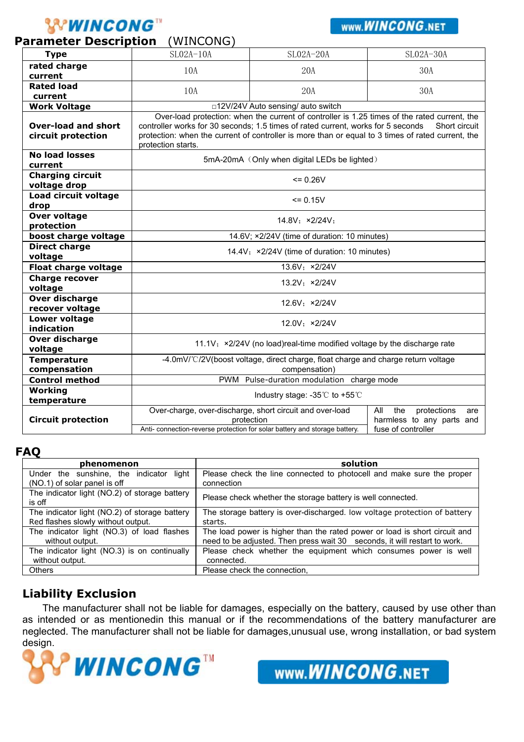## Parameter Description (WINCONG)

| Type | SL02A-10A | SL02A-20A | SL02A-30A |
|---|---|---|---|
| rated charge current | 10A | 20A | 30A |
| Rated load current | 10A | 20A | 30A |
| Work Voltage | □12V/24V Auto sensing/ auto switch | | |
| Over-load and short circuit protection | Over-load protection: when the current of controller is 1.25 times of the rated current, the controller works for 30 seconds; 1.5 times of rated current, works for 5 seconds Short circuit protection: when the current of controller is more than or equal to 3 times of rated current, the protection starts. | | |
| No load losses current | 5mA-20mA（Only when digital LEDs be lighted） | | |
| Charging circuit voltage drop | <= 0.26V | | |
| Load circuit voltage drop | <= 0.15V | | |
| Over voltage protection | 14.8V; ×2/24V; | | |
| boost charge voltage | 14.6V; ×2/24V (time of duration: 10 minutes) | | |
| Direct charge voltage | 14.4V; ×2/24V (time of duration: 10 minutes) | | |
| Float charge voltage | 13.6V; ×2/24V | | |
| Charge recover voltage | 13.2V; ×2/24V | | |
| Over discharge recover voltage | 12.6V; ×2/24V | | |
| Lower voltage indication | 12.0V; ×2/24V | | |
| Over discharge voltage | 11.1V; ×2/24V (no load)real-time modified voltage by the discharge rate | | |
| Temperature compensation | -4.0mV/℃/2V(boost voltage, direct charge, float charge and charge return voltage compensation) | | |
| Control method | PWM Pulse-duration modulation charge mode | | |
| Working temperature | Industry stage: -35℃ to +55℃ | | |
| Circuit protection | Over-charge, over-discharge, short circuit and over-load protection<br>Anti- connection-reverse protection for solar battery and storage battery. | | All the protections are harmless to any parts and fuse of controller |

## FAQ

| phenomenon | solution |
|---|---|
| Under the sunshine, the indicator light (NO.1) of solar panel is off | Please check the line connected to photocell and make sure the proper connection |
| The indicator light (NO.2) of storage battery is off | Please check whether the storage battery is well connected. |
| The indicator light (NO.2) of storage battery Red flashes slowly without output. | The storage battery is over-discharged. low voltage protection of battery starts. |
| The indicator light (NO.3) of load flashes without output. | The load power is higher than the rated power or load is short circuit and need to be adjusted. Then press wait 30 seconds, it will restart to work. |
| The indicator light (NO.3) is on continually without output. | Please check whether the equipment which consumes power is well connected. |
| Others | Please check the connection, |

## Liability Exclusion

The manufacturer shall not be liable for damages, especially on the battery, caused by use other than as intended or as mentionedin this manual or if the recommendations of the battery manufacturer are neglected. The manufacturer shall not be liable for damages,unusual use, wrong installation, or bad system design.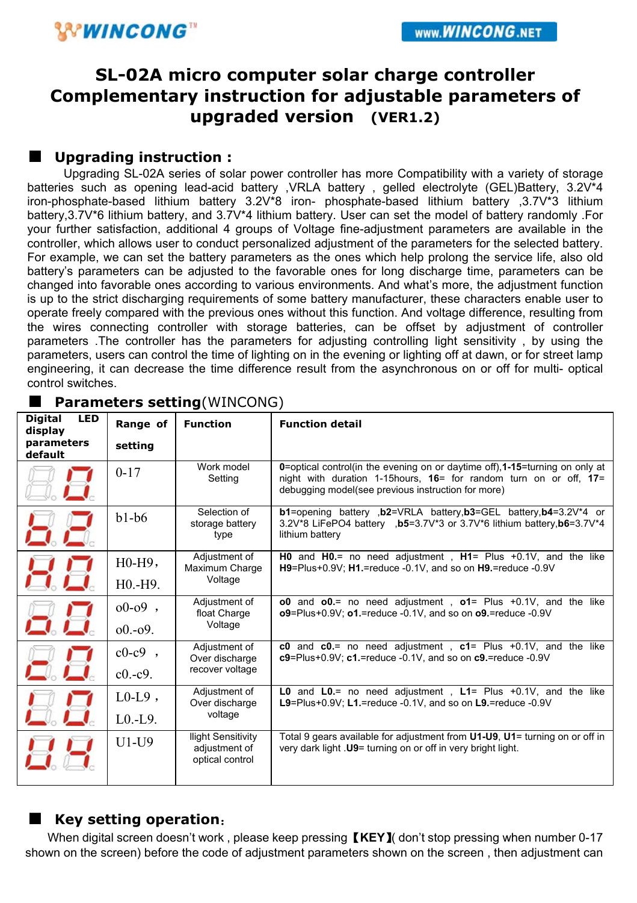# SL-02A micro computer solar charge controller Complementary instruction for adjustable parameters of upgraded version (VER1.2)

## ■ Upgrading instruction :

Upgrading SL-02A series of solar power controller has more Compatibility with a variety of storage batteries such as opening lead-acid battery ,VRLA battery , gelled electrolyte (GEL)Battery, 3.2V*4 iron-phosphate-based lithium battery 3.2V*8 iron- phosphate-based lithium battery ,3.7V*3 lithium battery,3.7V*6 lithium battery, and 3.7V*4 lithium battery. User can set the model of battery randomly .For your further satisfaction, additional 4 groups of Voltage fine-adjustment parameters are available in the controller, which allows user to conduct personalized adjustment of the parameters for the selected battery. For example, we can set the battery parameters as the ones which help prolong the service life, also old battery's parameters can be adjusted to the favorable ones for long discharge time, parameters can be changed into favorable ones according to various environments. And what's more, the adjustment function is up to the strict discharging requirements of some battery manufacturer, these characters enable user to operate freely compared with the previous ones without this function. And voltage difference, resulting from the wires connecting controller with storage batteries, can be offset by adjustment of controller parameters .The controller has the parameters for adjusting controlling light sensitivity , by using the parameters, users can control the time of lighting on in the evening or lighting off at dawn, or for street lamp engineering, it can decrease the time difference result from the asynchronous on or off for multi- optical control switches.

## ■ Parameters setting(WINCONG)

| Digital LED display parameters default | Range of setting | Function | Function detail |
|---|---|---|---|
| 0. | 0-17 | Work model Setting | **0**=optical control(in the evening on or daytime off),**1-15**=turning on only at night with duration 1-15hours, **16**= for random turn on or off, **17**= debugging model(see previous instruction for more) |
| b. | b1-b6 | Selection of storage battery type | **b1**=opening battery ,**b2**=VRLA battery,**b3**=GEL battery,**b4**=3.2V*4 or 3.2V*8 LiFePO4 battery ,**b5**=3.7V*3 or 3.7V*6 lithium battery,**b6**=3.7V*4 lithium battery |
| H. | H0-H9, H0.-H9. | Adjustment of Maximum Charge Voltage | **H0** and **H0.**= no need adjustment , **H1**= Plus +0.1V, and the like **H9**=Plus+0.9V; **H1.**=reduce -0.1V, and so on **H9.**=reduce -0.9V |
| o. | o0-o9 , o0.-o9. | Adjustment of float Charge Voltage | **o0** and **o0.**= no need adjustment , **o1**= Plus +0.1V, and the like **o9**=Plus+0.9V; **o1.**=reduce -0.1V, and so on **o9.**=reduce -0.9V |
| c. | c0-c9 , c0.-c9. | Adjustment of Over discharge recover voltage | **c0** and **c0.**= no need adjustment , **c1**= Plus +0.1V, and the like **c9**=Plus+0.9V; **c1.**=reduce -0.1V, and so on **c9.**=reduce -0.9V |
| L. | L0-L9 , L0.-L9. | Adjustment of Over discharge voltage | **L0** and **L0.**= no need adjustment , **L1**= Plus +0.1V, and the like **L9**=Plus+0.9V; **L1.**=reduce -0.1V, and so on **L9.**=reduce -0.9V |
| U. | U1-U9 | llight Sensitivity adjustment of optical control | Total 9 gears available for adjustment from **U1-U9**, **U1**= turning on or off in very dark light .**U9**= turning on or off in very bright light. |

## ■ Key setting operation：

When digital screen doesn't work , please keep pressing【**KEY**】( don't stop pressing when number 0-17 shown on the screen) before the code of adjustment parameters shown on the screen , then adjustment can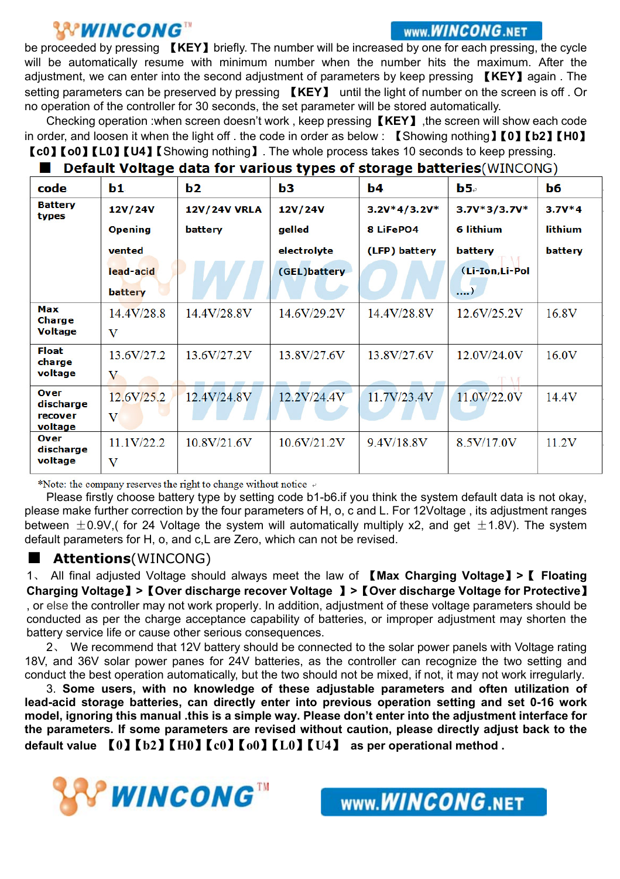be proceeded by pressing 【KEY】briefly. The number will be increased by one for each pressing, the cycle will be automatically resume with minimum number when the number hits the maximum. After the adjustment, we can enter into the second adjustment of parameters by keep pressing 【KEY】again . The setting parameters can be preserved by pressing 【KEY】 until the light of number on the screen is off . Or no operation of the controller for 30 seconds, the set parameter will be stored automatically.

Checking operation :when screen doesn't work , keep pressing【KEY】,the screen will show each code in order, and loosen it when the light off . the code in order as below : 【Showing nothing】【0】【b2】【H0】【c0】【o0】【L0】【U4】【Showing nothing】. The whole process takes 10 seconds to keep pressing.

## ■ Default Voltage data for various types of storage batteries(WINCONG)

| code | b1 | b2 | b3 | b4 | b5 | b6 |
|---|---|---|---|---|---|---|
| Battery types | 12V/24V Opening vented lead-acid battery | 12V/24V VRLA battery | 12V/24V gelled electrolyte (GEL)battery | 3.2V*4/3.2V* 8 LiFePO4 (LFP) battery | 3.7V*3/3.7V* 6 lithium battery (Li-Ion,Li-Pol ....) | 3.7V*4 lithium battery |
| Max Charge Voltage | 14.4V/28.8 V | 14.4V/28.8V | 14.6V/29.2V | 14.4V/28.8V | 12.6V/25.2V | 16.8V |
| Float charge voltage | 13.6V/27.2 V | 13.6V/27.2V | 13.8V/27.6V | 13.8V/27.6V | 12.0V/24.0V | 16.0V |
| Over discharge recover voltage | 12.6V/25.2 V | 12.4V/24.8V | 12.2V/24.4V | 11.7V/23.4V | 11.0V/22.0V | 14.4V |
| Over discharge voltage | 11.1V/22.2 V | 10.8V/21.6V | 10.6V/21.2V | 9.4V/18.8V | 8.5V/17.0V | 11.2V |

*Note: the company reserves the right to change without notice

Please firstly choose battery type by setting code b1-b6.if you think the system default data is not okay, please make further correction by the four parameters of H, o, c and L. For 12Voltage , its adjustment ranges between ±0.9V,( for 24 Voltage the system will automatically multiply x2, and get ±1.8V). The system default parameters for H, o, and c,L are Zero, which can not be revised.

## ■ Attentions(WINCONG)

1、 All final adjusted Voltage should always meet the law of **【Max Charging Voltage】>【 Floating Charging Voltage】>【Over discharge recover Voltage 】>【Over discharge Voltage for Protective】**, or else the controller may not work properly. In addition, adjustment of these voltage parameters should be conducted as per the charge acceptance capability of batteries, or improper adjustment may shorten the battery service life or cause other serious consequences.

2、 We recommend that 12V battery should be connected to the solar power panels with Voltage rating 18V, and 36V solar power panes for 24V batteries, as the controller can recognize the two setting and conduct the best operation automatically, but the two should not be mixed, if not, it may not work irregularly.

3. **Some users, with no knowledge of these adjustable parameters and often utilization of lead-acid storage batteries, can directly enter into previous operation setting and set 0-16 work model, ignoring this manual .this is a simple way. Please don't enter into the adjustment interface for the parameters. If some parameters are revised without caution, please directly adjust back to the default value 【0】【b2】【H0】【c0】【o0】【L0】【U4】 as per operational method .**